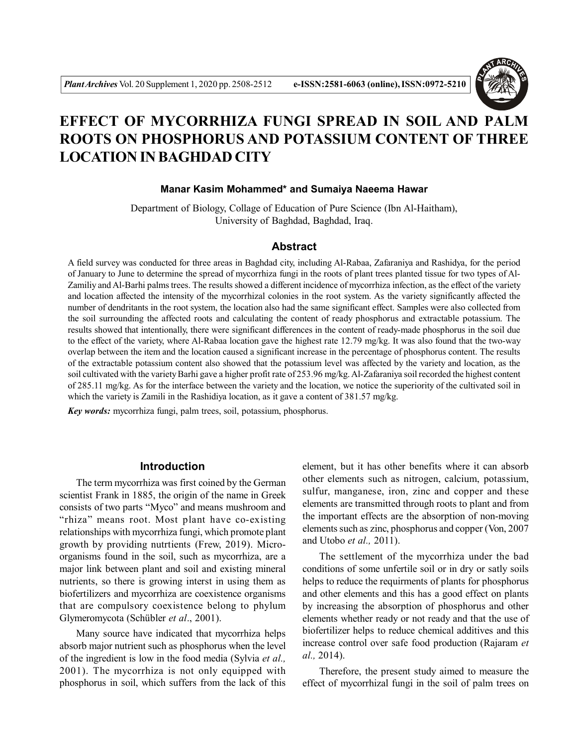# EFFECT OF MYCORRHIZA FUNGI SPREAD IN SOIL AND PALM ROOTS ON PHOSPHORUS AND POTASSIUM CONTENT OF THREE LOCATION IN BAGHDAD CITY

**Manar Kasim Mohammed\* and Sumaiya Naeema Hawar**

Department of Biology, Collage of Education of Pure Science (Ibn Al-Haitham), University of Baghdad, Baghdad, Iraq.

## Abstract

A field survey was conducted for three areas in Baghdad city, including Al-Rabaa, Zafaraniya and Rashidya, for the period of January to June to determine the spread of mycorrhiza fungi in the roots of plant trees planted tissue for two types of Al-Zamiliy and Al-Barhi palms trees. The results showed a different incidence of mycorrhiza infection, as the effect of the variety and location affected the intensity of the mycorrhizal colonies in the root system. As the variety significantly affected the number of dendritants in the root system, the location also had the same significant effect. Samples were also collected from the soil surrounding the affected roots and calculating the content of ready phosphorus and extractable potassium. The results showed that intentionally, there were significant differences in the content of ready-made phosphorus in the soil due to the effect of the variety, where Al-Rabaa location gave the highest rate 12.79 mg/kg. It was also found that the two-way overlap between the item and the location caused a significant increase in the percentage of phosphorus content. The results of the extractable potassium content also showed that the potassium level was affected by the variety and location, as the soil cultivated with the variety Barhi gave a higher profit rate of 253.96 mg/kg. Al-Zafaraniya soil recorded the highest content of 285.11 mg/kg. As for the interface between the variety and the location, we notice the superiority of the cultivated soil in which the variety is Zamili in the Rashidiya location, as it gave a content of 381.57 mg/kg.

***Key words:*** mycorrhiza fungi, palm trees, soil, potassium, phosphorus.

## Introduction

The term mycorrhiza was first coined by the German scientist Frank in 1885, the origin of the name in Greek consists of two parts "Myco" and means mushroom and "rhiza" means root. Most plant have co-existing relationships with mycorrhiza fungi, which promote plant growth by providing nutrtients (Frew, 2019). Micro-organisms found in the soil, such as mycorrhiza, are a major link between plant and soil and existing mineral nutrients, so there is growing interst in using them as biofertilizers and mycorrhiza are coexistence organisms that are compulsory coexistence belong to phylum Glymeromycota (Schübler *et al*., 2001).

Many source have indicated that mycorrhiza helps absorb major nutrient such as phosphorus when the level of the ingredient is low in the food media (Sylvia *et al.,* 2001). The mycorrhiza is not only equipped with phosphorus in soil, which suffers from the lack of this element, but it has other benefits where it can absorb other elements such as nitrogen, calcium, potassium, sulfur, manganese, iron, zinc and copper and these elements are transmitted through roots to plant and from the important effects are the absorption of non-moving elements such as zinc, phosphorus and copper (Von, 2007 and Utobo *et al.,* 2011).

The settlement of the mycorrhiza under the bad conditions of some unfertile soil or in dry or satly soils helps to reduce the requirments of plants for phosphorus and other elements and this has a good effect on plants by increasing the absorption of phosphorus and other elements whether ready or not ready and that the use of biofertilizer helps to reduce chemical additives and this increase control over safe food production (Rajaram *et al.,* 2014).

Therefore, the present study aimed to measure the effect of mycorrhizal fungi in the soil of palm trees on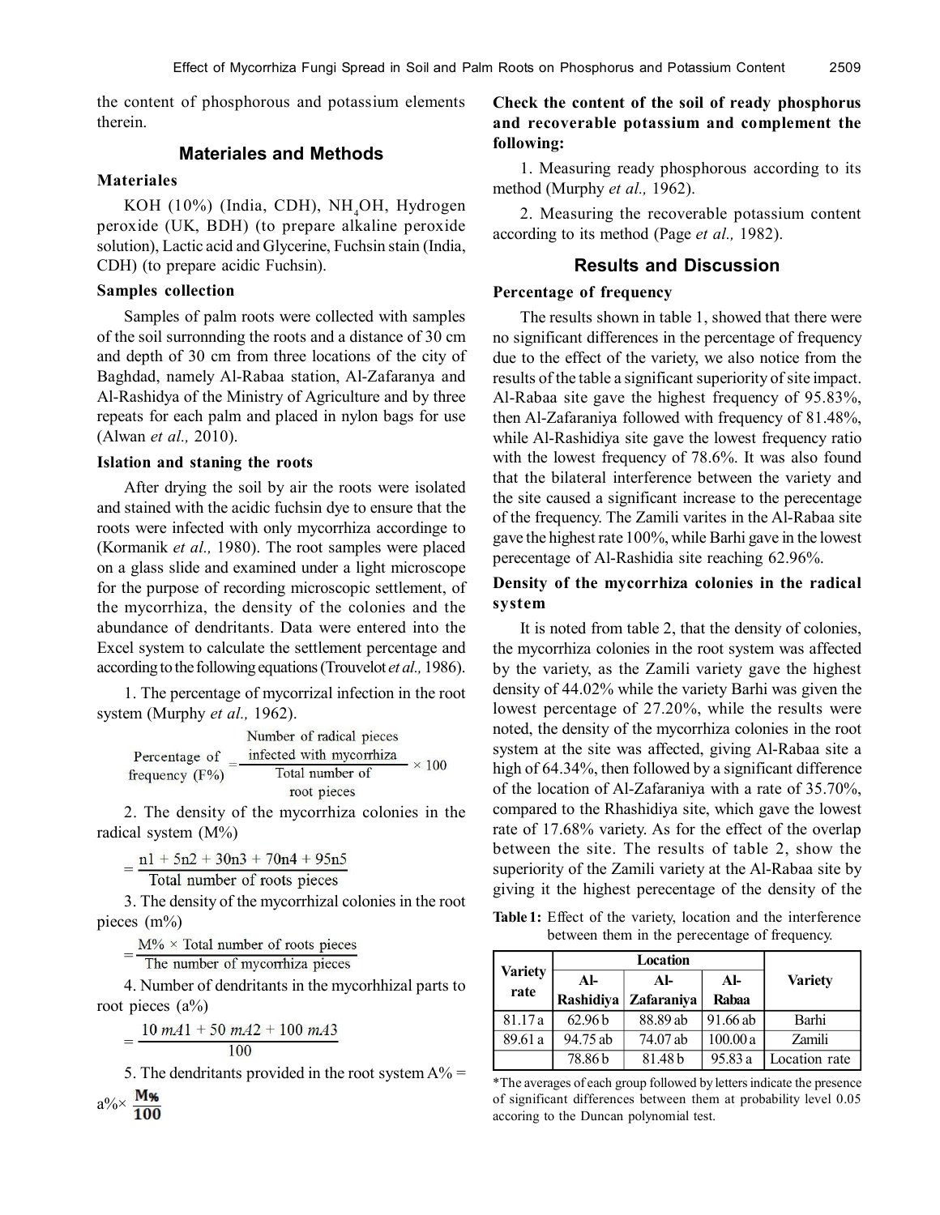the content of phosphorous and potassium elements therein.

## Materiales and Methods

### Materiales

KOH (10%) (India, CDH), $NH_4OH$, Hydrogen peroxide (UK, BDH) (to prepare alkaline peroxide solution), Lactic acid and Glycerine, Fuchsin stain (India, CDH) (to prepare acidic Fuchsin).

### Samples collection

Samples of palm roots were collected with samples of the soil surronnding the roots and a distance of 30 cm and depth of 30 cm from three locations of the city of Baghdad, namely Al-Rabaa station, Al-Zafaranya and Al-Rashidya of the Ministry of Agriculture and by three repeats for each palm and placed in nylon bags for use (Alwan *et al.,* 2010).

### Islation and staning the roots

After drying the soil by air the roots were isolated and stained with the acidic fuchsin dye to ensure that the roots were infected with only mycorrhiza accordinge to (Kormanik *et al.,* 1980). The root samples were placed on a glass slide and examined under a light microscope for the purpose of recording microscopic settlement, of the mycorrhiza, the density of the colonies and the abundance of dendritants. Data were entered into the Excel system to calculate the settlement percentage and according to the following equations (Trouvelot *et al.,* 1986).

1. The percentage of mycorrizal infection in the root system (Murphy *et al.,* 1962).

$$\text{Percentage of frequency (F\%)} = \frac{\text{Number of radical pieces infected with mycorrhiza}}{\text{Total number of root pieces}} \times 100$$

2. The density of the mycorrhiza colonies in the radical system (M%)

$$= \frac{n1 + 5n2 + 30n3 + 70n4 + 95n5}{\text{Total number of roots pieces}}$$

3. The density of the mycorrhizal colonies in the root pieces (m%)

$$= \frac{M\% \times \text{Total number of roots pieces}}{\text{The number of mycorrhiza pieces}}$$

4. Number of dendritants in the mycorhhizal parts to root pieces (a%)

$$= \frac{10\,mA1 + 50\,mA2 + 100\,mA3}{100}$$

5. The dendritants provided in the root system A% = a%× $\frac{M\%}{100}$

**Check the content of the soil of ready phosphorus and recoverable potassium and complement the following:**

1. Measuring ready phosphorous according to its method (Murphy *et al.,* 1962).

2. Measuring the recoverable potassium content according to its method (Page *et al.,* 1982).

## Results and Discussion

### Percentage of frequency

The results shown in table 1, showed that there were no significant differences in the percentage of frequency due to the effect of the variety, we also notice from the results of the table a significant superiority of site impact. Al-Rabaa site gave the highest frequency of 95.83%, then Al-Zafaraniya followed with frequency of 81.48%, while Al-Rashidiya site gave the lowest frequency ratio with the lowest frequency of 78.6%. It was also found that the bilateral interference between the variety and the site caused a significant increase to the perecentage of the frequency. The Zamili varites in the Al-Rabaa site gave the highest rate 100%, while Barhi gave in the lowest perecentage of Al-Rashidia site reaching 62.96%.

**Table 1:** Effect of the variety, location and the interference between them in the perecentage of frequency.

| Variety rate | Location | | | Variety |
|---|---|---|---|---|
| | Al-Rashidiya | Al-Zafaraniya | Al-Rabaa | |
| 81.17 a | 62.96 b | 88.89 ab | 91.66 ab | Barhi |
| 89.61 a | 94.75 ab | 74.07 ab | 100.00 a | Zamili |
| | 78.86 b | 81.48 b | 95.83 a | Location rate |

*The averages of each group followed by letters indicate the presence of significant differences between them at probability level 0.05 accoring to the Duncan polynomial test.

### Density of the mycorrhiza colonies in the radical system

It is noted from table 2, that the density of colonies, the mycorrhiza colonies in the root system was affected by the variety, as the Zamili variety gave the highest density of 44.02% while the variety Barhi was given the lowest percentage of 27.20%, while the results were noted, the density of the mycorrhiza colonies in the root system at the site was affected, giving Al-Rabaa site a high of 64.34%, then followed by a significant difference of the location of Al-Zafaraniya with a rate of 35.70%, compared to the Rhashidiya site, which gave the lowest rate of 17.68% variety. As for the effect of the overlap between the site. The results of table 2, show the superiority of the Zamili variety at the Al-Rabaa site by giving it the highest perecentage of the density of the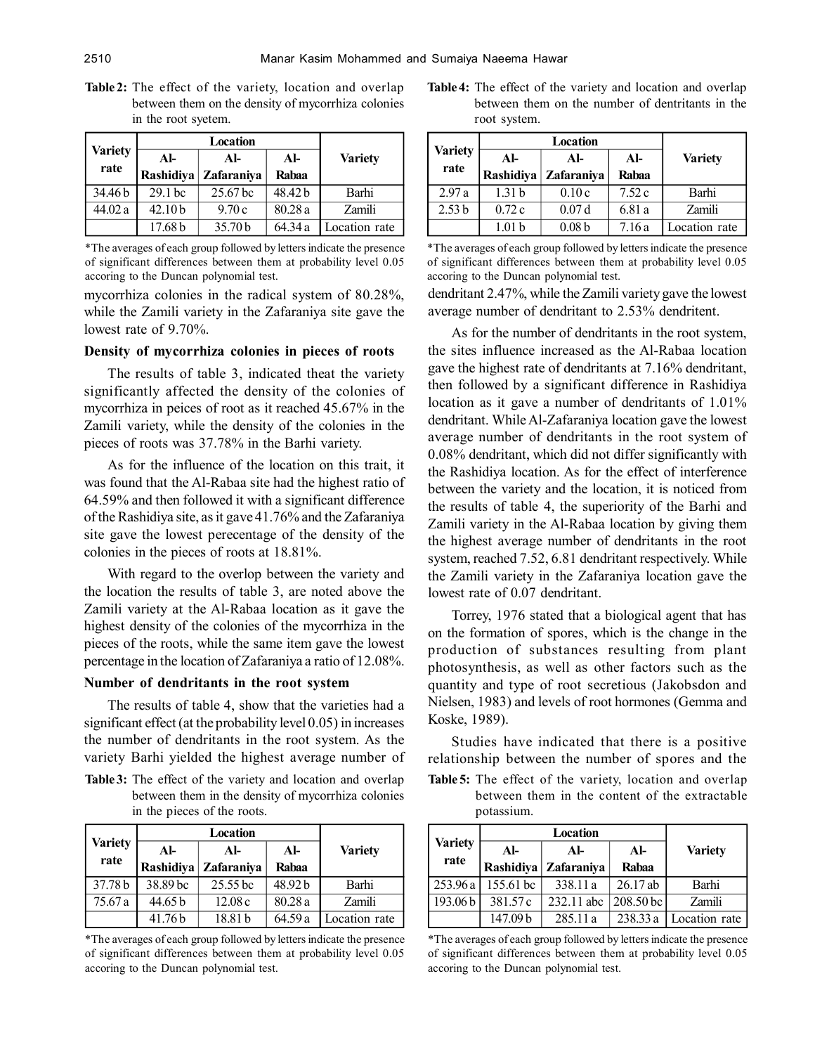**Table 2:** The effect of the variety, location and overlap between them on the density of mycorrhiza colonies in the root syetem.

| Variety rate | Location | | | Variety |
|---|---|---|---|---|
| | Al-Rashidiya | Al-Zafaraniya | Al-Rabaa | |
| 34.46 b | 29.1 bc | 25.67 bc | 48.42 b | Barhi |
| 44.02 a | 42.10 b | 9.70 c | 80.28 a | Zamili |
| | 17.68 b | 35.70 b | 64.34 a | Location rate |

*The averages of each group followed by letters indicate the presence of significant differences between them at probability level 0.05 accoring to the Duncan polynomial test.

mycorrhiza colonies in the radical system of 80.28%, while the Zamili variety in the Zafaraniya site gave the lowest rate of 9.70%.

### Density of mycorrhiza colonies in pieces of roots

The results of table 3, indicated theat the variety significantly affected the density of the colonies of mycorrhiza in peices of root as it reached 45.67% in the Zamili variety, while the density of the colonies in the pieces of roots was 37.78% in the Barhi variety.

As for the influence of the location on this trait, it was found that the Al-Rabaa site had the highest ratio of 64.59% and then followed it with a significant difference of the Rashidiya site, as it gave 41.76% and the Zafaraniya site gave the lowest perecentage of the density of the colonies in the pieces of roots at 18.81%.

With regard to the overlop between the variety and the location the results of table 3, are noted above the Zamili variety at the Al-Rabaa location as it gave the highest density of the colonies of the mycorrhiza in the pieces of the roots, while the same item gave the lowest percentage in the location of Zafaraniya a ratio of 12.08%.

### Number of dendritants in the root system

The results of table 4, show that the varieties had a significant effect (at the probability level 0.05) in increases the number of dendritants in the root system. As the variety Barhi yielded the highest average number of

**Table 3:** The effect of the variety and location and overlap between them in the density of mycorrhiza colonies in the pieces of the roots.

| Variety rate | Location | | | Variety |
|---|---|---|---|---|
| | Al-Rashidiya | Al-Zafaraniya | Al-Rabaa | |
| 37.78 b | 38.89 bc | 25.55 bc | 48.92 b | Barhi |
| 75.67 a | 44.65 b | 12.08 c | 80.28 a | Zamili |
| | 41.76 b | 18.81 b | 64.59 a | Location rate |

*The averages of each group followed by letters indicate the presence of significant differences between them at probability level 0.05 accoring to the Duncan polynomial test.

**Table 4:** The effect of the variety and location and overlap between them on the number of dentritants in the root system.

| Variety rate | Location | | | Variety |
|---|---|---|---|---|
| | Al-Rashidiya | Al-Zafaraniya | Al-Rabaa | |
| 2.97 a | 1.31 b | 0.10 c | 7.52 c | Barhi |
| 2.53 b | 0.72 c | 0.07 d | 6.81 a | Zamili |
| | 1.01 b | 0.08 b | 7.16 a | Location rate |

*The averages of each group followed by letters indicate the presence of significant differences between them at probability level 0.05 accoring to the Duncan polynomial test.

dendritant 2.47%, while the Zamili variety gave the lowest average number of dendritant to 2.53% dendritent.

As for the number of dendritants in the root system, the sites influence increased as the Al-Rabaa location gave the highest rate of dendritants at 7.16% dendritant, then followed by a significant difference in Rashidiya location as it gave a number of dendritants of 1.01% dendritant. While Al-Zafaraniya location gave the lowest average number of dendritants in the root system of 0.08% dendritant, which did not differ significantly with the Rashidiya location. As for the effect of interference between the variety and the location, it is noticed from the results of table 4, the superiority of the Barhi and Zamili variety in the Al-Rabaa location by giving them the highest average number of dendritants in the root system, reached 7.52, 6.81 dendritant respectively. While the Zamili variety in the Zafaraniya location gave the lowest rate of 0.07 dendritant.

Torrey, 1976 stated that a biological agent that has on the formation of spores, which is the change in the production of substances resulting from plant photosynthesis, as well as other factors such as the quantity and type of root secretious (Jakobsdon and Nielsen, 1983) and levels of root hormones (Gemma and Koske, 1989).

Studies have indicated that there is a positive relationship between the number of spores and the

**Table 5:** The effect of the variety, location and overlap between them in the content of the extractable potassium.

| Variety rate | Location | | | Variety |
|---|---|---|---|---|
| | Al-Rashidiya | Al-Zafaraniya | Al-Rabaa | |
| 253.96 a | 155.61 bc | 338.11 a | 26.17 ab | Barhi |
| 193.06 b | 381.57 c | 232.11 abc | 208.50 bc | Zamili |
| | 147.09 b | 285.11 a | 238.33 a | Location rate |

*The averages of each group followed by letters indicate the presence of significant differences between them at probability level 0.05 accoring to the Duncan polynomial test.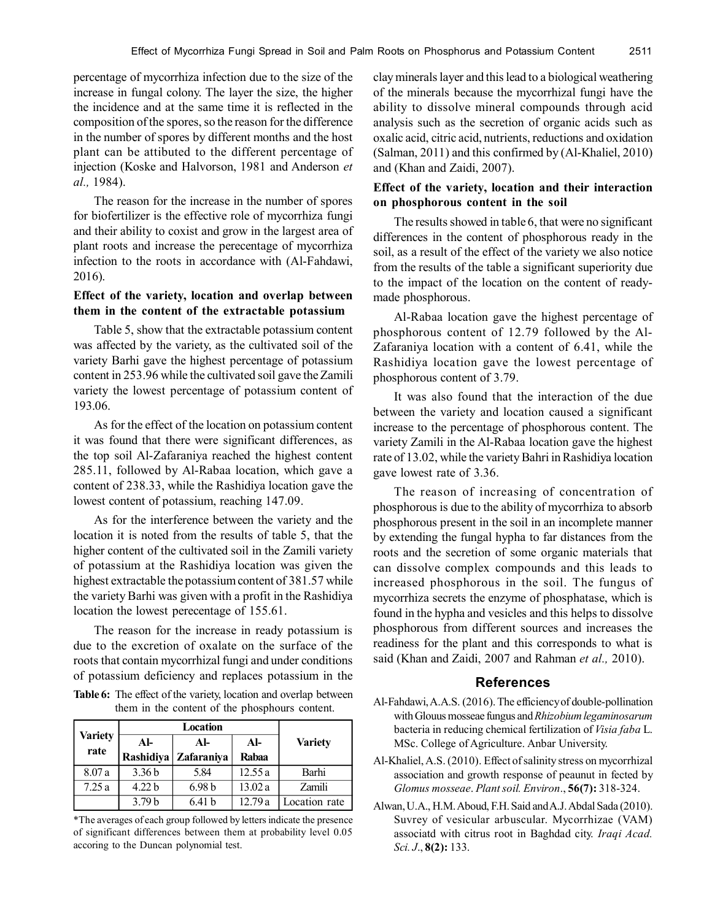percentage of mycorrhiza infection due to the size of the increase in fungal colony. The layer the size, the higher the incidence and at the same time it is reflected in the composition of the spores, so the reason for the difference in the number of spores by different months and the host plant can be attibuted to the different percentage of injection (Koske and Halvorson, 1981 and Anderson *et al.,* 1984).

The reason for the increase in the number of spores for biofertilizer is the effective role of mycorrhiza fungi and their ability to coxist and grow in the largest area of plant roots and increase the perecentage of mycorrhiza infection to the roots in accordance with (Al-Fahdawi, 2016).

**Effect of the variety, location and overlap between them in the content of the extractable potassium**

Table 5, show that the extractable potassium content was affected by the variety, as the cultivated soil of the variety Barhi gave the highest percentage of potassium content in 253.96 while the cultivated soil gave the Zamili variety the lowest percentage of potassium content of 193.06.

As for the effect of the location on potassium content it was found that there were significant differences, as the top soil Al-Zafaraniya reached the highest content 285.11, followed by Al-Rabaa location, which gave a content of 238.33, while the Rashidiya location gave the lowest content of potassium, reaching 147.09.

As for the interference between the variety and the location it is noted from the results of table 5, that the higher content of the cultivated soil in the Zamili variety of potassium at the Rashidiya location was given the highest extractable the potassium content of 381.57 while the variety Barhi was given with a profit in the Rashidiya location the lowest perecentage of 155.61.

The reason for the increase in ready potassium is due to the excretion of oxalate on the surface of the roots that contain mycorrhizal fungi and under conditions of potassium deficiency and replaces potassium in the clay minerals layer and this lead to a biological weathering of the minerals because the mycorrhizal fungi have the ability to dissolve mineral compounds through acid analysis such as the secretion of organic acids such as oxalic acid, citric acid, nutrients, reductions and oxidation (Salman, 2011) and this confirmed by (Al-Khaliel, 2010) and (Khan and Zaidi, 2007).

**Table 6:** The effect of the variety, location and overlap between them in the content of the phosphours content.

| Variety rate | Location | | | Variety |
|---|---|---|---|---|
| | Al-Rashidiya | Al-Zafaraniya | Al-Rabaa | |
| 8.07 a | 3.36 b | 5.84 | 12.55 a | Barhi |
| 7.25 a | 4.22 b | 6.98 b | 13.02 a | Zamili |
| | 3.79 b | 6.41 b | 12.79 a | Location rate |

*The averages of each group followed by letters indicate the presence of significant differences between them at probability level 0.05 accoring to the Duncan polynomial test.

**Effect of the variety, location and their interaction on phosphorous content in the soil**

The results showed in table 6, that were no significant differences in the content of phosphorous ready in the soil, as a result of the effect of the variety we also notice from the results of the table a significant superiority due to the impact of the location on the content of ready-made phosphorous.

Al-Rabaa location gave the highest percentage of phosphorous content of 12.79 followed by the Al-Zafaraniya location with a content of 6.41, while the Rashidiya location gave the lowest percentage of phosphorous content of 3.79.

It was also found that the interaction of the due between the variety and location caused a significant increase to the percentage of phosphorous content. The variety Zamili in the Al-Rabaa location gave the highest rate of 13.02, while the variety Bahri in Rashidiya location gave lowest rate of 3.36.

The reason of increasing of concentration of phosphorous is due to the ability of mycorrhiza to absorb phosphorous present in the soil in an incomplete manner by extending the fungal hypha to far distances from the roots and the secretion of some organic materials that can dissolve complex compounds and this leads to increased phosphorous in the soil. The fungus of mycorrhiza secrets the enzyme of phosphatase, which is found in the hypha and vesicles and this helps to dissolve phosphorous from different sources and increases the readiness for the plant and this corresponds to what is said (Khan and Zaidi, 2007 and Rahman *et al.,* 2010).

## References

Al-Fahdawi, A.A.S. (2016). The efficiency of double-pollination with Glouus mosseae fungus and *Rhizobium legaminosarum* bacteria in reducing chemical fertilization of *Visia faba* L. MSc. College of Agriculture. Anbar University.

Al-Khaliel, A.S. (2010). Effect of salinity stress on mycorrhizal association and growth response of peaunut in fected by *Glomus mosseae*. *Plant soil. Environ*., **56(7):** 318-324.

Alwan, U.A., H.M. Aboud, F.H. Said and A.J. Abdal Sada (2010). Suvrey of vesicular arbuscular. Mycorrhizae (VAM) associatd with citrus root in Baghdad city. *Iraqi Acad. Sci. J*., **8(2):** 133.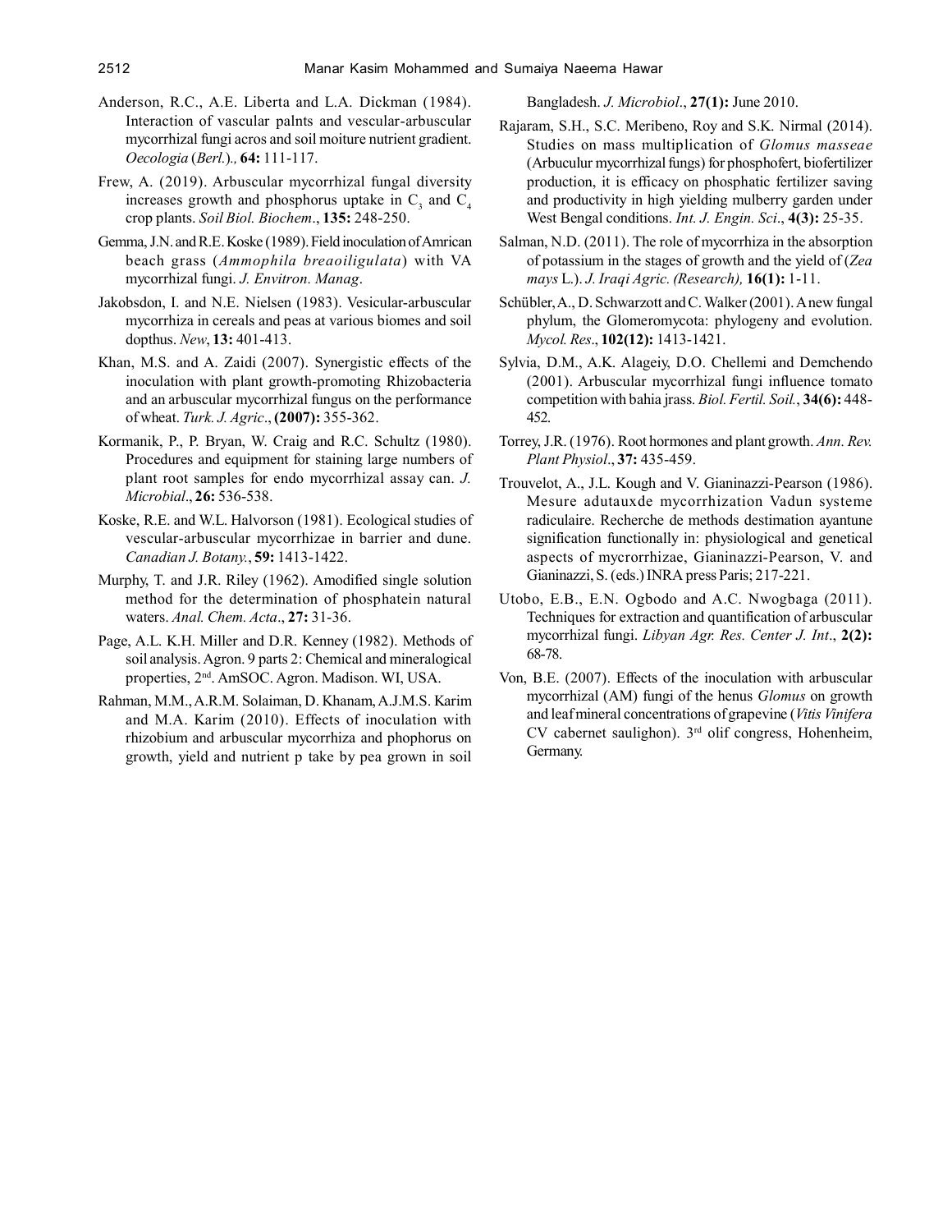Anderson, R.C., A.E. Liberta and L.A. Dickman (1984). Interaction of vascular palnts and vescular-arbuscular mycorrhizal fungi acros and soil moiture nutrient gradient. *Oecologia* (*Berl.*)*.,* **64:** 111-117.

Frew, A. (2019). Arbuscular mycorrhizal fungal diversity increases growth and phosphorus uptake in $C_3$ and $C_4$ crop plants. *Soil Biol. Biochem*., **135:** 248-250.

Gemma, J.N. and R.E. Koske (1989). Field inoculation of Amrican beach grass (*Ammophila breaoiligulata*) with VA mycorrhizal fungi. *J. Envitron. Manag*.

Jakobsdon, I. and N.E. Nielsen (1983). Vesicular-arbuscular mycorrhiza in cereals and peas at various biomes and soil dopthus. *New*, **13:** 401-413.

Khan, M.S. and A. Zaidi (2007). Synergistic effects of the inoculation with plant growth-promoting Rhizobacteria and an arbuscular mycorrhizal fungus on the performance of wheat. *Turk. J. Agric*., **(2007):** 355-362.

Kormanik, P., P. Bryan, W. Craig and R.C. Schultz (1980). Procedures and equipment for staining large numbers of plant root samples for endo mycorrhizal assay can. *J. Microbial*., **26:** 536-538.

Koske, R.E. and W.L. Halvorson (1981). Ecological studies of vescular-arbuscular mycorrhizae in barrier and dune. *Canadian J. Botany.*, **59:** 1413-1422.

Murphy, T. and J.R. Riley (1962). Amodified single solution method for the determination of phosphatein natural waters. *Anal. Chem. Acta*., **27:** 31-36.

Page, A.L. K.H. Miller and D.R. Kenney (1982). Methods of soil analysis. Agron. 9 parts 2: Chemical and mineralogical properties, 2nd. AmSOC. Agron. Madison. WI, USA.

Rahman, M.M., A.R.M. Solaiman, D. Khanam, A.J.M.S. Karim and M.A. Karim (2010). Effects of inoculation with rhizobium and arbuscular mycorrhiza and phophorus on growth, yield and nutrient p take by pea grown in soil Bangladesh. *J. Microbiol*., **27(1):** June 2010.

Rajaram, S.H., S.C. Meribeno, Roy and S.K. Nirmal (2014). Studies on mass multiplication of *Glomus masseae* (Arbuculur mycorrhizal fungs) for phosphofert, biofertilizer production, it is efficacy on phosphatic fertilizer saving and productivity in high yielding mulberry garden under West Bengal conditions. *Int. J. Engin. Sci*., **4(3):** 25-35.

Salman, N.D. (2011). The role of mycorrhiza in the absorption of potassium in the stages of growth and the yield of (*Zea mays* L.). *J. Iraqi Agric. (Research),* **16(1):** 1-11.

Schübler, A., D. Schwarzott and C. Walker (2001). A new fungal phylum, the Glomeromycota: phylogeny and evolution. *Mycol. Res*., **102(12):** 1413-1421.

Sylvia, D.M., A.K. Alageiy, D.O. Chellemi and Demchendo (2001). Arbuscular mycorrhizal fungi influence tomato competition with bahia jrass. *Biol. Fertil. Soil.*, **34(6):** 448-452.

Torrey, J.R. (1976). Root hormones and plant growth. *Ann. Rev. Plant Physiol*., **37:** 435-459.

Trouvelot, A., J.L. Kough and V. Gianinazzi-Pearson (1986). Mesure adutauxde mycorrhization Vadun systeme radiculaire. Recherche de methods destimation ayantune signification functionally in: physiological and genetical aspects of mycrorrhizae, Gianinazzi-Pearson, V. and Gianinazzi, S. (eds.) INRA press Paris; 217-221.

Utobo, E.B., E.N. Ogbodo and A.C. Nwogbaga (2011). Techniques for extraction and quantification of arbuscular mycorrhizal fungi. *Libyan Agr. Res. Center J. Int*., **2(2):** 68-78.

Von, B.E. (2007). Effects of the inoculation with arbuscular mycorrhizal (AM) fungi of the henus *Glomus* on growth and leaf mineral concentrations of grapevine (*Vitis Vinifera* CV cabernet saulighon). 3rd olif congress, Hohenheim, Germany.